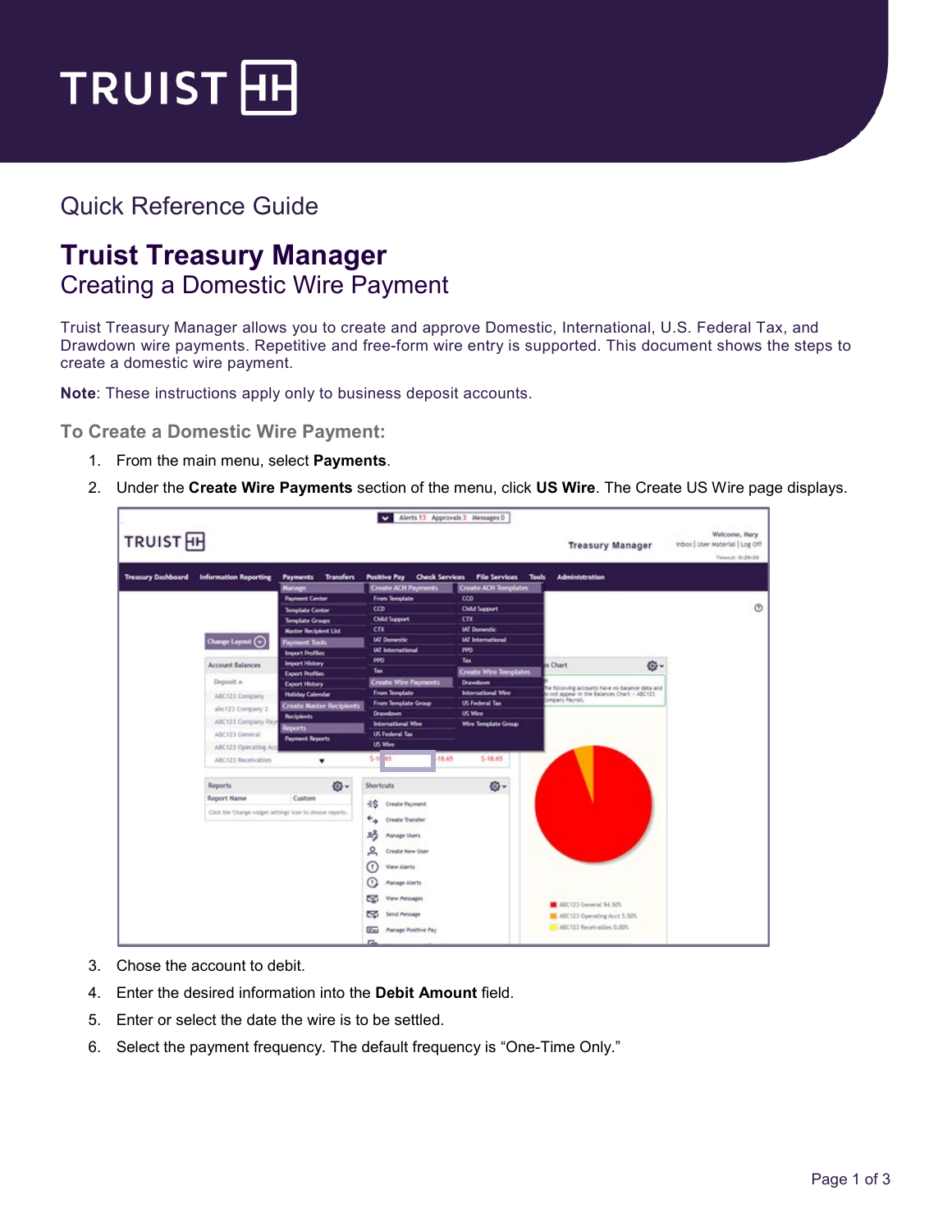# Quick Reference Guide

## Truist Treasury Manager

### Creating a Domestic Wire Payment

Truist Treasury Manager allows you to create and approve Domestic, International, U.S. Federal Tax, and Drawdown wire payments. Repetitive and free-form wire entry is supported. This document shows the steps to create a domestic wire payment.

**Note**: These instructions apply only to business deposit accounts.

### To Create a Domestic Wire Payment:

1. From the main menu, select **Payments**.
2. Under the **Create Wire Payments** section of the menu, click **US Wire**. The Create US Wire page displays.
3. Chose the account to debit.
4. Enter the desired information into the **Debit Amount** field.
5. Enter or select the date the wire is to be settled.
6. Select the payment frequency. The default frequency is "One-Time Only."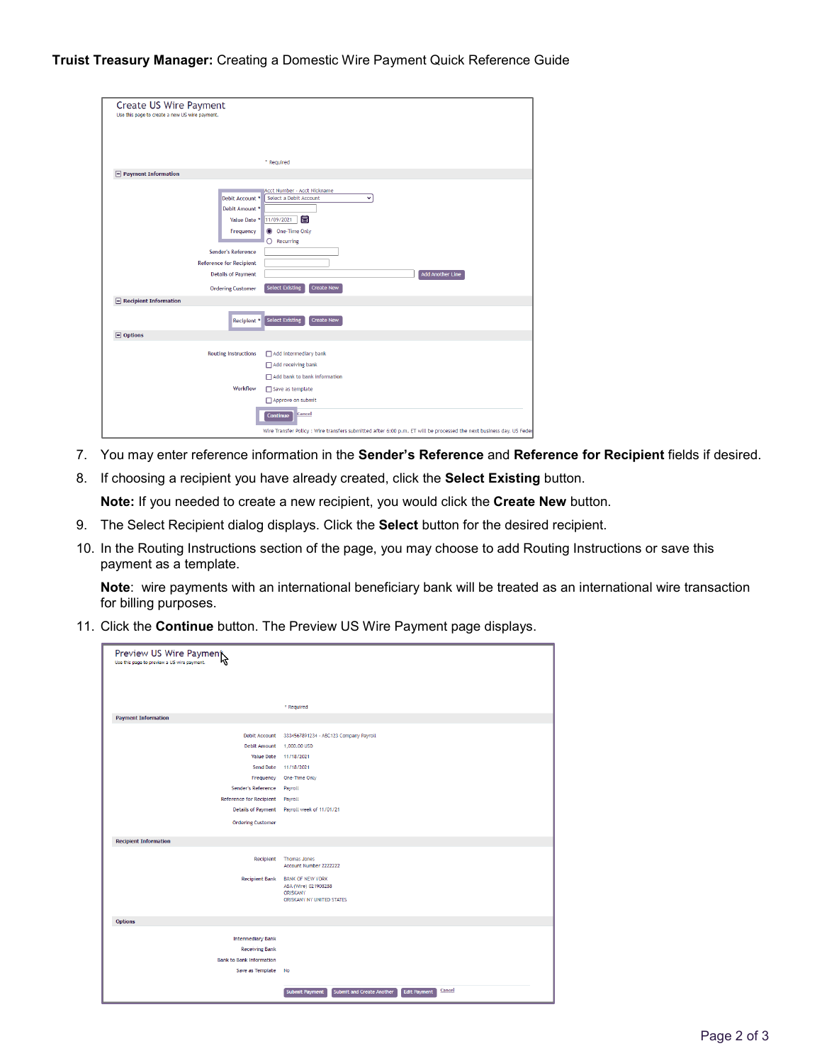7. You may enter reference information in the **Sender's Reference** and **Reference for Recipient** fields if desired.
8. If choosing a recipient you have already created, click the **Select Existing** button.

   **Note:** If you needed to create a new recipient, you would click the **Create New** button.
9. The Select Recipient dialog displays. Click the **Select** button for the desired recipient.
10. In the Routing Instructions section of the page, you may choose to add Routing Instructions or save this payment as a template.

    **Note**: wire payments with an international beneficiary bank will be treated as an international wire transaction for billing purposes.
11. Click the **Continue** button. The Preview US Wire Payment page displays.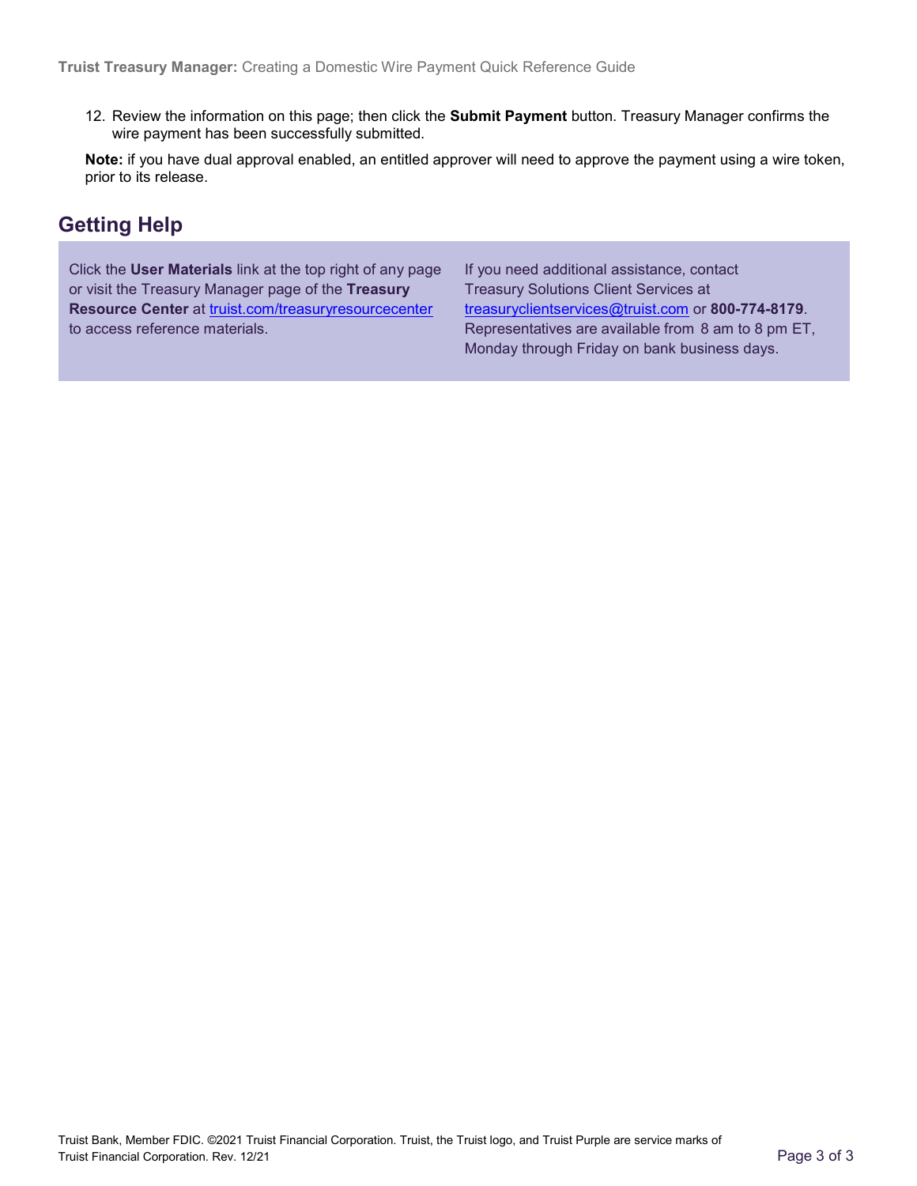12. Review the information on this page; then click the **Submit Payment** button. Treasury Manager confirms the wire payment has been successfully submitted.

**Note:** if you have dual approval enabled, an entitled approver will need to approve the payment using a wire token, prior to its release.

## Getting Help

Click the **User Materials** link at the top right of any page or visit the Treasury Manager page of the **Treasury Resource Center** at truist.com/treasuryresourcecenter to access reference materials.

If you need additional assistance, contact Treasury Solutions Client Services at treasuryclientservices@truist.com or **800-774-8179**. Representatives are available from 8 am to 8 pm ET, Monday through Friday on bank business days.

Truist Bank, Member FDIC. ©2021 Truist Financial Corporation. Truist, the Truist logo, and Truist Purple are service marks of Truist Financial Corporation. Rev. 12/21